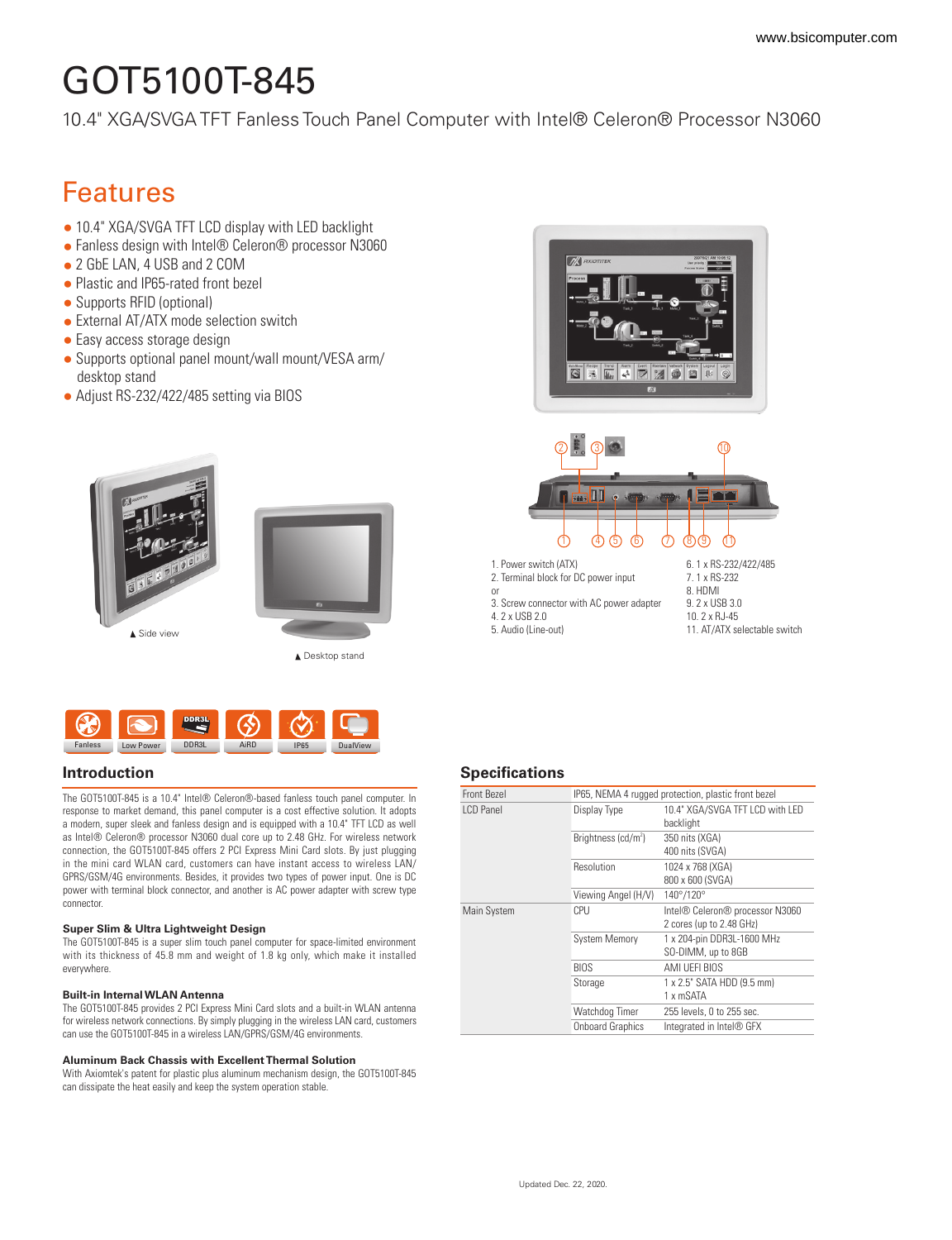# GOT5100T-845

10.4" XGA/SVGA TFT Fanless Touch Panel Computer with Intel® Celeron® Processor N3060

## Features

- 10.4" XGA/SVGA TFT LCD display with LED backlight
- Fanless design with Intel® Celeron® processor N3060
- 2 GbE LAN, 4 USB and 2 COM
- Plastic and IP65-rated front bezel
- Supports RFID (optional)
- External AT/ATX mode selection switch
- Easy access storage design
- Supports optional panel mount/wall mount/VESA arm/ desktop stand
- Adjust RS-232/422/485 setting via BIOS

▲ Side view

▲ Desktop stand

1. Power switch (ATX)
2. Terminal block for DC power input
or
3. Screw connector with AC power adapter
4. 2 x USB 2.0
5. Audio (Line-out)
6. 1 x RS-232/422/485
7. 1 x RS-232
8. HDMI
9. 2 x USB 3.0
10. 2 x RJ-45
11. AT/ATX selectable switch

Fanless | Low Power | DDR3L | AiRD | IP65 | DualView

## Introduction

The GOT5100T-845 is a 10.4" Intel® Celeron®-based fanless touch panel computer. In response to market demand, this panel computer is a cost effective solution. It adopts a modern, super sleek and fanless design and is equipped with a 10.4" TFT LCD as well as Intel® Celeron® processor N3060 dual core up to 2.48 GHz. For wireless network connection, the GOT5100T-845 offers 2 PCI Express Mini Card slots. By just plugging in the mini card WLAN card, customers can have instant access to wireless LAN/ GPRS/GSM/4G environments. Besides, it provides two types of power input. One is DC power with terminal block connector, and another is AC power adapter with screw type connector.

**Super Slim & Ultra Lightweight Design**

The GOT5100T-845 is a super slim touch panel computer for space-limited environment with its thickness of 45.8 mm and weight of 1.8 kg only, which make it installed everywhere.

**Built-in Internal WLAN Antenna**

The GOT5100T-845 provides 2 PCI Express Mini Card slots and a built-in WLAN antenna for wireless network connections. By simply plugging in the wireless LAN card, customers can use the GOT5100T-845 in a wireless LAN/GPRS/GSM/4G environments.

**Aluminum Back Chassis with Excellent Thermal Solution**

With Axiomtek's patent for plastic plus aluminum mechanism design, the GOT5100T-845 can dissipate the heat easily and keep the system operation stable.

## Specifications

| | | |
|---|---|---|
| Front Bezel | IP65, NEMA 4 rugged protection, plastic front bezel | |
| LCD Panel | Display Type | 10.4" XGA/SVGA TFT LCD with LED backlight |
| | Brightness (cd/m$^2$) | 350 nits (XGA)<br>400 nits (SVGA) |
| | Resolution | 1024 x 768 (XGA)<br>800 x 600 (SVGA) |
| | Viewing Angel (H/V) | 140°/120° |
| Main System | CPU | Intel® Celeron® processor N3060<br>2 cores (up to 2.48 GHz) |
| | System Memory | 1 x 204-pin DDR3L-1600 MHz SO-DIMM, up to 8GB |
| | BIOS | AMI UEFI BIOS |
| | Storage | 1 x 2.5" SATA HDD (9.5 mm)<br>1 x mSATA |
| | Watchdog Timer | 255 levels, 0 to 255 sec. |
| | Onboard Graphics | Integrated in Intel® GFX |

Updated Dec. 22, 2020.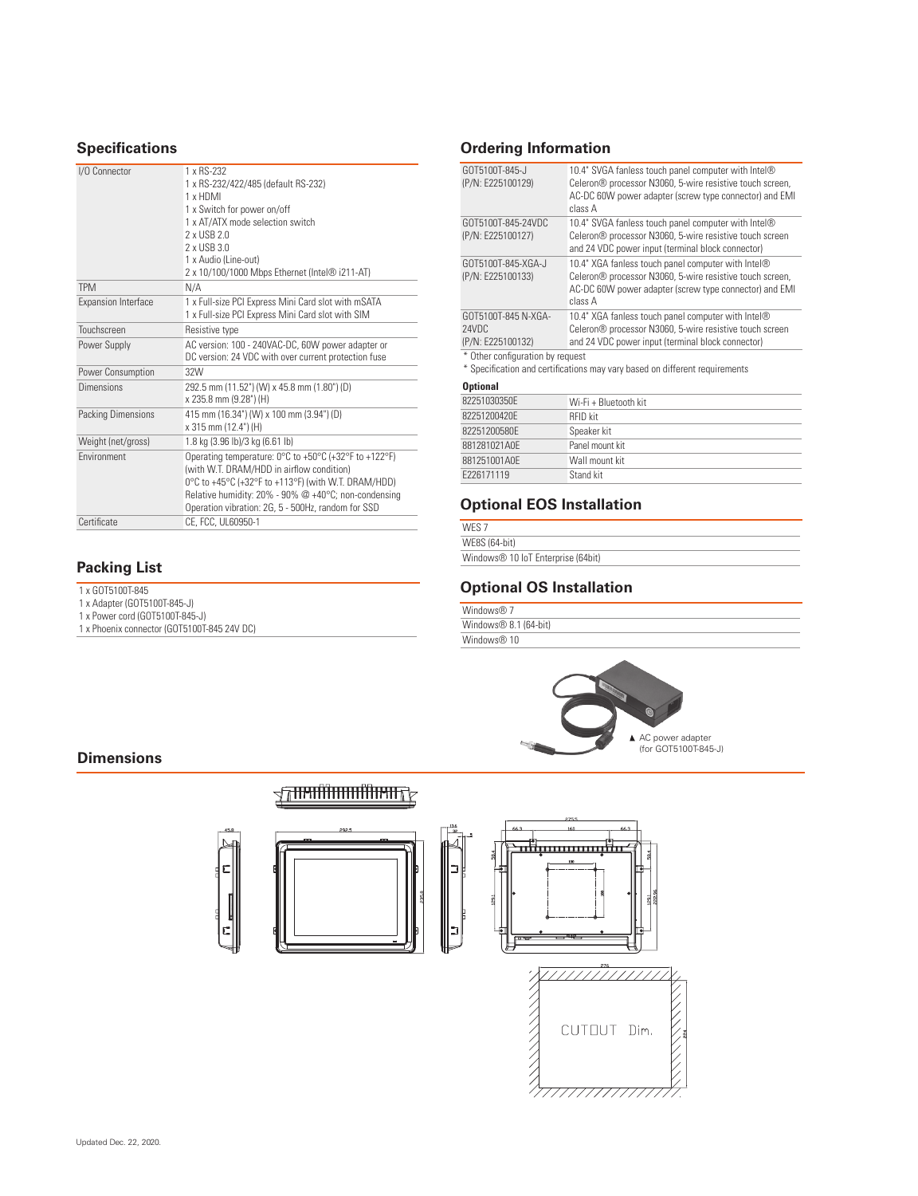## Specifications

| | |
|---|---|
| I/O Connector | 1 x RS-232<br>1 x RS-232/422/485 (default RS-232)<br>1 x HDMI<br>1 x Switch for power on/off<br>1 x AT/ATX mode selection switch<br>2 x USB 2.0<br>2 x USB 3.0<br>1 x Audio (Line-out)<br>2 x 10/100/1000 Mbps Ethernet (Intel® i211-AT) |
| TPM | N/A |
| Expansion Interface | 1 x Full-size PCI Express Mini Card slot with mSATA<br>1 x Full-size PCI Express Mini Card slot with SIM |
| Touchscreen | Resistive type |
| Power Supply | AC version: 100 - 240VAC-DC, 60W power adapter or<br>DC version: 24 VDC with over current protection fuse |
| Power Consumption | 32W |
| Dimensions | 292.5 mm (11.52") (W) x 45.8 mm (1.80") (D)<br>x 235.8 mm (9.28") (H) |
| Packing Dimensions | 415 mm (16.34") (W) x 100 mm (3.94") (D)<br>x 315 mm (12.4") (H) |
| Weight (net/gross) | 1.8 kg (3.96 lb)/3 kg (6.61 lb) |
| Environment | Operating temperature: 0°C to +50°C (+32°F to +122°F)<br>(with W.T. DRAM/HDD in airflow condition)<br>0°C to +45°C (+32°F to +113°F) (with W.T. DRAM/HDD)<br>Relative humidity: 20% - 90% @ +40°C; non-condensing<br>Operation vibration: 2G, 5 - 500Hz, random for SSD |
| Certificate | CE, FCC, UL60950-1 |

## Packing List

1 x GOT5100T-845
1 x Adapter (GOT5100T-845-J)
1 x Power cord (GOT5100T-845-J)
1 x Phoenix connector (GOT5100T-845 24V DC)

## Ordering Information

| | |
|---|---|
| GOT5100T-845-J<br>(P/N: E225100129) | 10.4" SVGA fanless touch panel computer with Intel® Celeron® processor N3060, 5-wire resistive touch screen, AC-DC 60W power adapter (screw type connector) and EMI class A |
| GOT5100T-845-24VDC<br>(P/N: E225100127) | 10.4" SVGA fanless touch panel computer with Intel® Celeron® processor N3060, 5-wire resistive touch screen and 24 VDC power input (terminal block connector) |
| GOT5100T-845-XGA-J<br>(P/N: E225100133) | 10.4" XGA fanless touch panel computer with Intel® Celeron® processor N3060, 5-wire resistive touch screen, AC-DC 60W power adapter (screw type connector) and EMI class A |
| GOT5100T-845 N-XGA-24VDC<br>(P/N: E225100132) | 10.4" XGA fanless touch panel computer with Intel® Celeron® processor N3060, 5-wire resistive touch screen and 24 VDC power input (terminal block connector) |

* Other configuration by request
* Specification and certifications may vary based on different requirements

**Optional**

| | |
|---|---|
| 82251030350E | Wi-Fi + Bluetooth kit |
| 82251200420E | RFID kit |
| 82251200580E | Speaker kit |
| 881281021A0E | Panel mount kit |
| 881251001A0E | Wall mount kit |
| E226171119 | Stand kit |

## Optional EOS Installation

WES 7
WE8S (64-bit)
Windows® 10 IoT Enterprise (64bit)

## Optional OS Installation

Windows® 7
Windows® 8.1 (64-bit)
Windows® 10

▲ AC power adapter (for GOT5100T-845-J)

## Dimensions

45.8
292.5
235.8
275.5
66.3
161
66.3
CUTOUT Dim.
276
224

Updated Dec. 22, 2020.